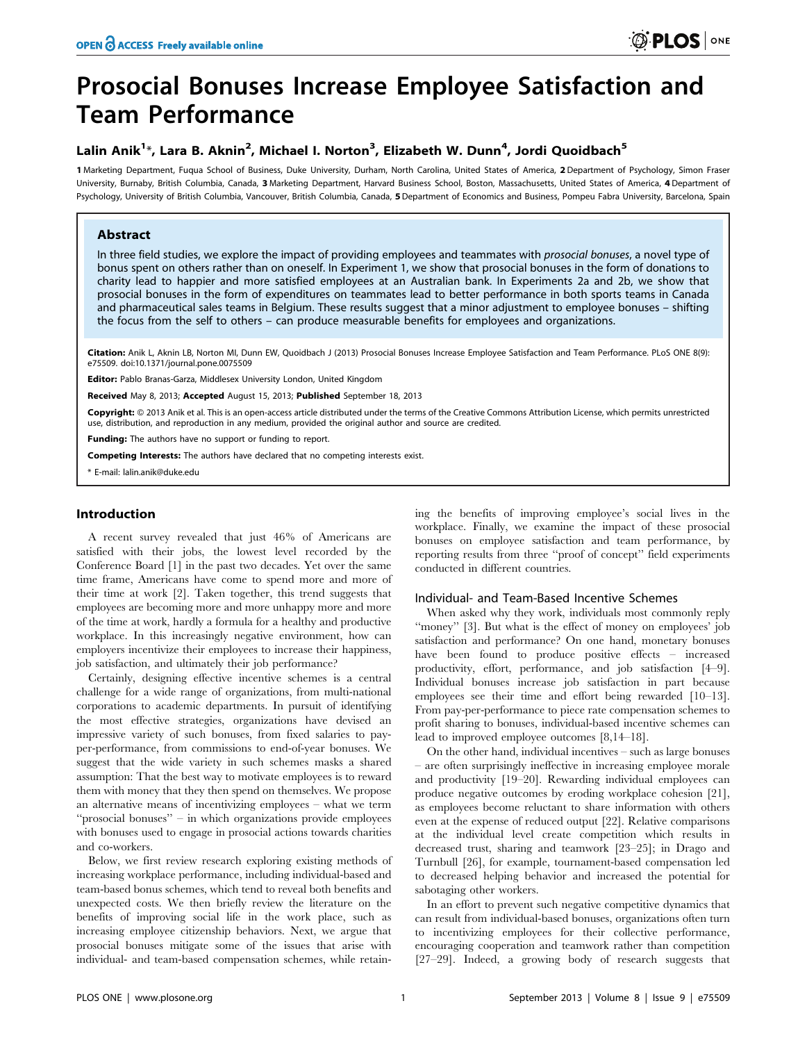# Prosocial Bonuses Increase Employee Satisfaction and Team Performance

**Lalin Anik[1]\*, Lara B. Aknin[2], Michael I. Norton[3], Elizabeth W. Dunn[4], Jordi Quoidbach[5]**

**1** Marketing Department, Fuqua School of Business, Duke University, Durham, North Carolina, United States of America, **2** Department of Psychology, Simon Fraser University, Burnaby, British Columbia, Canada, **3** Marketing Department, Harvard Business School, Boston, Massachusetts, United States of America, **4** Department of Psychology, University of British Columbia, Vancouver, British Columbia, Canada, **5** Department of Economics and Business, Pompeu Fabra University, Barcelona, Spain

## Abstract

In three field studies, we explore the impact of providing employees and teammates with *prosocial bonuses*, a novel type of bonus spent on others rather than on oneself. In Experiment 1, we show that prosocial bonuses in the form of donations to charity lead to happier and more satisfied employees at an Australian bank. In Experiments 2a and 2b, we show that prosocial bonuses in the form of expenditures on teammates lead to better performance in both sports teams in Canada and pharmaceutical sales teams in Belgium. These results suggest that a minor adjustment to employee bonuses – shifting the focus from the self to others – can produce measurable benefits for employees and organizations.

**Citation:** Anik L, Aknin LB, Norton MI, Dunn EW, Quoidbach J (2013) Prosocial Bonuses Increase Employee Satisfaction and Team Performance. PLoS ONE 8(9): e75509. doi:10.1371/journal.pone.0075509

**Editor:** Pablo Branas-Garza, Middlesex University London, United Kingdom

**Received** May 8, 2013; **Accepted** August 15, 2013; **Published** September 18, 2013

**Copyright:** © 2013 Anik et al. This is an open-access article distributed under the terms of the Creative Commons Attribution License, which permits unrestricted use, distribution, and reproduction in any medium, provided the original author and source are credited.

**Funding:** The authors have no support or funding to report.

**Competing Interests:** The authors have declared that no competing interests exist.

\* E-mail: lalin.anik@duke.edu

## Introduction

A recent survey revealed that just 46% of Americans are satisfied with their jobs, the lowest level recorded by the Conference Board [1] in the past two decades. Yet over the same time frame, Americans have come to spend more and more of their time at work [2]. Taken together, this trend suggests that employees are becoming more and more unhappy more and more of the time at work, hardly a formula for a healthy and productive workplace. In this increasingly negative environment, how can employers incentivize their employees to increase their happiness, job satisfaction, and ultimately their job performance?

Certainly, designing effective incentive schemes is a central challenge for a wide range of organizations, from multi-national corporations to academic departments. In pursuit of identifying the most effective strategies, organizations have devised an impressive variety of such bonuses, from fixed salaries to pay-per-performance, from commissions to end-of-year bonuses. We suggest that the wide variety in such schemes masks a shared assumption: That the best way to motivate employees is to reward them with money that they then spend on themselves. We propose an alternative means of incentivizing employees – what we term "prosocial bonuses" – in which organizations provide employees with bonuses used to engage in prosocial actions towards charities and co-workers.

Below, we first review research exploring existing methods of increasing workplace performance, including individual-based and team-based bonus schemes, which tend to reveal both benefits and unexpected costs. We then briefly review the literature on the benefits of improving social life in the work place, such as increasing employee citizenship behaviors. Next, we argue that prosocial bonuses mitigate some of the issues that arise with individual- and team-based compensation schemes, while retaining the benefits of improving employee's social lives in the workplace. Finally, we examine the impact of these prosocial bonuses on employee satisfaction and team performance, by reporting results from three "proof of concept" field experiments conducted in different countries.

### Individual- and Team-Based Incentive Schemes

When asked why they work, individuals most commonly reply "money" [3]. But what is the effect of money on employees' job satisfaction and performance? On one hand, monetary bonuses have been found to produce positive effects – increased productivity, effort, performance, and job satisfaction [4–9]. Individual bonuses increase job satisfaction in part because employees see their time and effort being rewarded [10–13]. From pay-per-performance to piece rate compensation schemes to profit sharing to bonuses, individual-based incentive schemes can lead to improved employee outcomes [8,14–18].

On the other hand, individual incentives – such as large bonuses – are often surprisingly ineffective in increasing employee morale and productivity [19–20]. Rewarding individual employees can produce negative outcomes by eroding workplace cohesion [21], as employees become reluctant to share information with others even at the expense of reduced output [22]. Relative comparisons at the individual level create competition which results in decreased trust, sharing and teamwork [23–25]; in Drago and Turnbull [26], for example, tournament-based compensation led to decreased helping behavior and increased the potential for sabotaging other workers.

In an effort to prevent such negative competitive dynamics that can result from individual-based bonuses, organizations often turn to incentivizing employees for their collective performance, encouraging cooperation and teamwork rather than competition [27–29]. Indeed, a growing body of research suggests that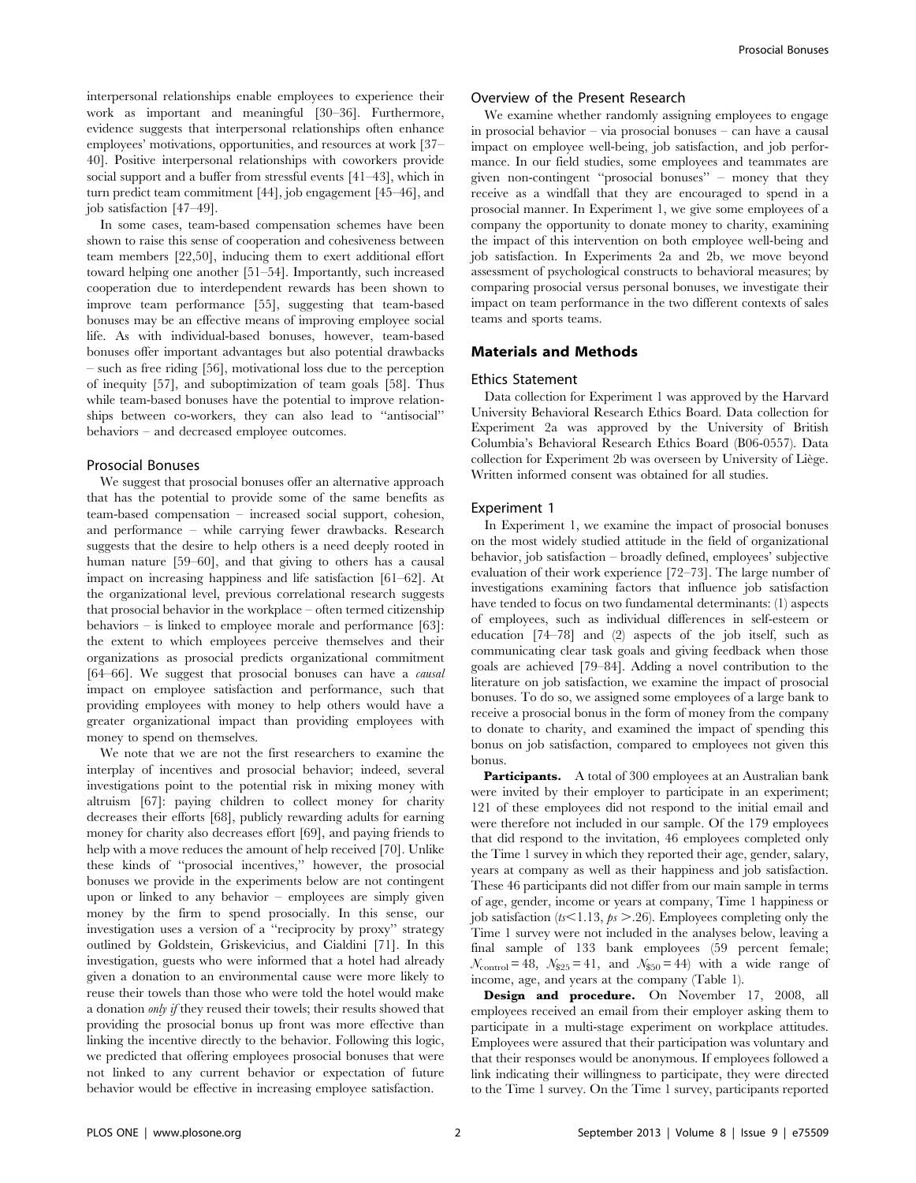interpersonal relationships enable employees to experience their work as important and meaningful [30–36]. Furthermore, evidence suggests that interpersonal relationships often enhance employees' motivations, opportunities, and resources at work [37–40]. Positive interpersonal relationships with coworkers provide social support and a buffer from stressful events [41–43], which in turn predict team commitment [44], job engagement [45–46], and job satisfaction [47–49].

In some cases, team-based compensation schemes have been shown to raise this sense of cooperation and cohesiveness between team members [22,50], inducing them to exert additional effort toward helping one another [51–54]. Importantly, such increased cooperation due to interdependent rewards has been shown to improve team performance [55], suggesting that team-based bonuses may be an effective means of improving employee social life. As with individual-based bonuses, however, team-based bonuses offer important advantages but also potential drawbacks – such as free riding [56], motivational loss due to the perception of inequity [57], and suboptimization of team goals [58]. Thus while team-based bonuses have the potential to improve relationships between co-workers, they can also lead to ''antisocial'' behaviors – and decreased employee outcomes.

### Prosocial Bonuses

We suggest that prosocial bonuses offer an alternative approach that has the potential to provide some of the same benefits as team-based compensation – increased social support, cohesion, and performance – while carrying fewer drawbacks. Research suggests that the desire to help others is a need deeply rooted in human nature [59–60], and that giving to others has a causal impact on increasing happiness and life satisfaction [61–62]. At the organizational level, previous correlational research suggests that prosocial behavior in the workplace – often termed citizenship behaviors – is linked to employee morale and performance [63]: the extent to which employees perceive themselves and their organizations as prosocial predicts organizational commitment [64–66]. We suggest that prosocial bonuses can have a *causal* impact on employee satisfaction and performance, such that providing employees with money to help others would have a greater organizational impact than providing employees with money to spend on themselves.

We note that we are not the first researchers to examine the interplay of incentives and prosocial behavior; indeed, several investigations point to the potential risk in mixing money with altruism [67]: paying children to collect money for charity decreases their efforts [68], publicly rewarding adults for earning money for charity also decreases effort [69], and paying friends to help with a move reduces the amount of help received [70]. Unlike these kinds of ''prosocial incentives,'' however, the prosocial bonuses we provide in the experiments below are not contingent upon or linked to any behavior – employees are simply given money by the firm to spend prosocially. In this sense, our investigation uses a version of a ''reciprocity by proxy'' strategy outlined by Goldstein, Griskevicius, and Cialdini [71]. In this investigation, guests who were informed that a hotel had already given a donation to an environmental cause were more likely to reuse their towels than those who were told the hotel would make a donation *only if* they reused their towels; their results showed that providing the prosocial bonus up front was more effective than linking the incentive directly to the behavior. Following this logic, we predicted that offering employees prosocial bonuses that were not linked to any current behavior or expectation of future behavior would be effective in increasing employee satisfaction.

### Overview of the Present Research

We examine whether randomly assigning employees to engage in prosocial behavior – via prosocial bonuses – can have a causal impact on employee well-being, job satisfaction, and job performance. In our field studies, some employees and teammates are given non-contingent ''prosocial bonuses'' – money that they receive as a windfall that they are encouraged to spend in a prosocial manner. In Experiment 1, we give some employees of a company the opportunity to donate money to charity, examining the impact of this intervention on both employee well-being and job satisfaction. In Experiments 2a and 2b, we move beyond assessment of psychological constructs to behavioral measures; by comparing prosocial versus personal bonuses, we investigate their impact on team performance in the two different contexts of sales teams and sports teams.

## Materials and Methods

### Ethics Statement

Data collection for Experiment 1 was approved by the Harvard University Behavioral Research Ethics Board. Data collection for Experiment 2a was approved by the University of British Columbia's Behavioral Research Ethics Board (B06-0557). Data collection for Experiment 2b was overseen by University of Liège. Written informed consent was obtained for all studies.

### Experiment 1

In Experiment 1, we examine the impact of prosocial bonuses on the most widely studied attitude in the field of organizational behavior, job satisfaction – broadly defined, employees' subjective evaluation of their work experience [72–73]. The large number of investigations examining factors that influence job satisfaction have tended to focus on two fundamental determinants: (1) aspects of employees, such as individual differences in self-esteem or education [74–78] and (2) aspects of the job itself, such as communicating clear task goals and giving feedback when those goals are achieved [79–84]. Adding a novel contribution to the literature on job satisfaction, we examine the impact of prosocial bonuses. To do so, we assigned some employees of a large bank to receive a prosocial bonus in the form of money from the company to donate to charity, and examined the impact of spending this bonus on job satisfaction, compared to employees not given this bonus.

**Participants.** A total of 300 employees at an Australian bank were invited by their employer to participate in an experiment; 121 of these employees did not respond to the initial email and were therefore not included in our sample. Of the 179 employees that did respond to the invitation, 46 employees completed only the Time 1 survey in which they reported their age, gender, salary, years at company as well as their happiness and job satisfaction. These 46 participants did not differ from our main sample in terms of age, gender, income or years at company, Time 1 happiness or job satisfaction ($ts < 1.13$, $ps > .26$). Employees completing only the Time 1 survey were not included in the analyses below, leaving a final sample of 133 bank employees (59 percent female; $N_{control} = 48$, $N_{\$25} = 41$, and $N_{\$50} = 44$) with a wide range of income, age, and years at the company (Table 1).

**Design and procedure.** On November 17, 2008, all employees received an email from their employer asking them to participate in a multi-stage experiment on workplace attitudes. Employees were assured that their participation was voluntary and that their responses would be anonymous. If employees followed a link indicating their willingness to participate, they were directed to the Time 1 survey. On the Time 1 survey, participants reported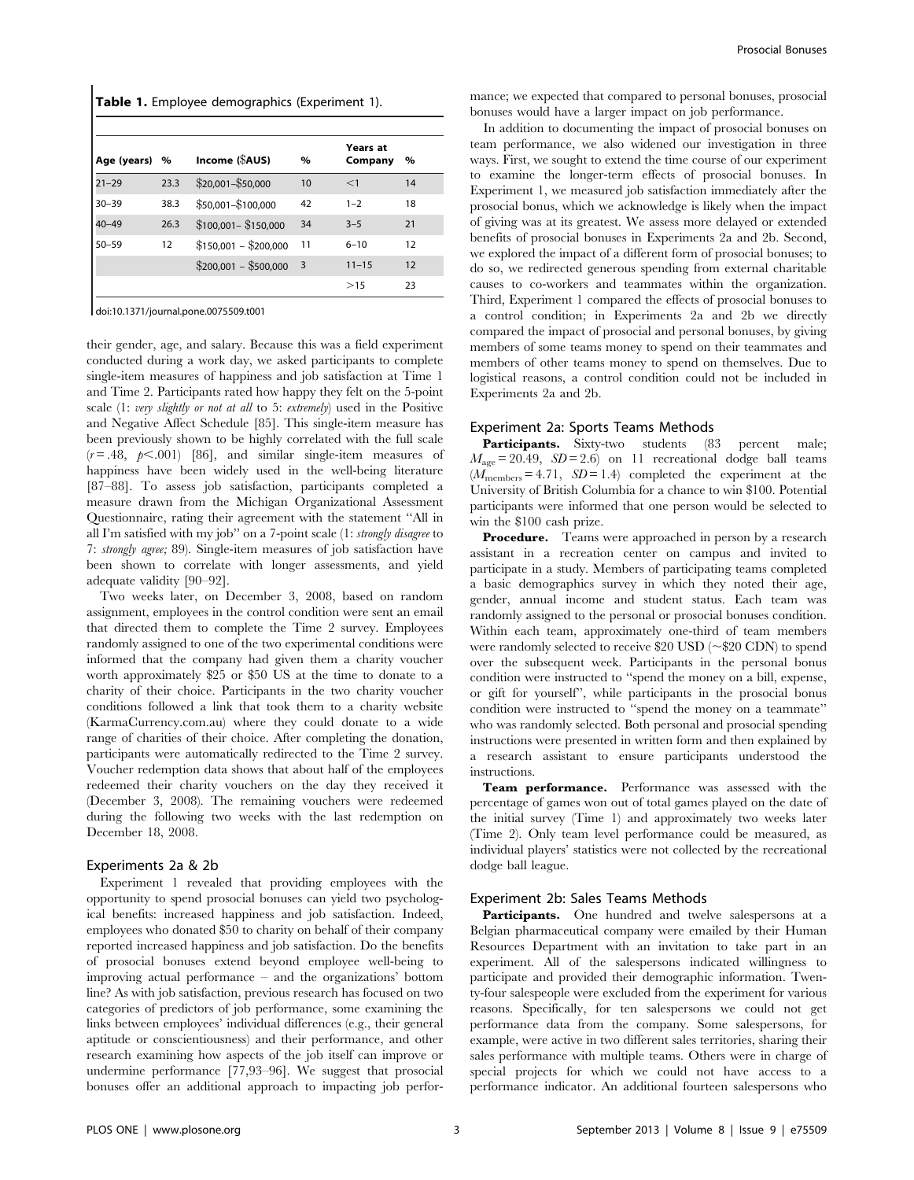**Table 1.** Employee demographics (Experiment 1).

| Age (years) | % | Income ($AUS) | % | Years at Company | % |
|---|---|---|---|---|---|
| 21–29 | 23.3 | $20,001–$50,000 | 10 | <1 | 14 |
| 30–39 | 38.3 | $50,001–$100,000 | 42 | 1–2 | 18 |
| 40–49 | 26.3 | $100,001– $150,000 | 34 | 3–5 | 21 |
| 50–59 | 12 | $150,001 – $200,000 | 11 | 6–10 | 12 |
| | | $200,001 – $500,000 | 3 | 11–15 | 12 |
| | | | | >15 | 23 |

doi:10.1371/journal.pone.0075509.t001

their gender, age, and salary. Because this was a field experiment conducted during a work day, we asked participants to complete single-item measures of happiness and job satisfaction at Time 1 and Time 2. Participants rated how happy they felt on the 5-point scale (1: *very slightly or not at all* to 5: *extremely*) used in the Positive and Negative Affect Schedule [85]. This single-item measure has been previously shown to be highly correlated with the full scale ($r = .48$, $p < .001$) [86], and similar single-item measures of happiness have been widely used in the well-being literature [87–88]. To assess job satisfaction, participants completed a measure drawn from the Michigan Organizational Assessment Questionnaire, rating their agreement with the statement "All in all I'm satisfied with my job" on a 7-point scale (1: *strongly disagree* to 7: *strongly agree;* 89). Single-item measures of job satisfaction have been shown to correlate with longer assessments, and yield adequate validity [90–92].

Two weeks later, on December 3, 2008, based on random assignment, employees in the control condition were sent an email that directed them to complete the Time 2 survey. Employees randomly assigned to one of the two experimental conditions were informed that the company had given them a charity voucher worth approximately $25 or $50 US at the time to donate to a charity of their choice. Participants in the two charity voucher conditions followed a link that took them to a charity website (KarmaCurrency.com.au) where they could donate to a wide range of charities of their choice. After completing the donation, participants were automatically redirected to the Time 2 survey. Voucher redemption data shows that about half of the employees redeemed their charity vouchers on the day they received it (December 3, 2008). The remaining vouchers were redeemed during the following two weeks with the last redemption on December 18, 2008.

## Experiments 2a & 2b

Experiment 1 revealed that providing employees with the opportunity to spend prosocial bonuses can yield two psychological benefits: increased happiness and job satisfaction. Indeed, employees who donated $50 to charity on behalf of their company reported increased happiness and job satisfaction. Do the benefits of prosocial bonuses extend beyond employee well-being to improving actual performance – and the organizations' bottom line? As with job satisfaction, previous research has focused on two categories of predictors of job performance, some examining the links between employees' individual differences (e.g., their general aptitude or conscientiousness) and their performance, and other research examining how aspects of the job itself can improve or undermine performance [77,93–96]. We suggest that prosocial bonuses offer an additional approach to impacting job performance; we expected that compared to personal bonuses, prosocial bonuses would have a larger impact on job performance.

In addition to documenting the impact of prosocial bonuses on team performance, we also widened our investigation in three ways. First, we sought to extend the time course of our experiment to examine the longer-term effects of prosocial bonuses. In Experiment 1, we measured job satisfaction immediately after the prosocial bonus, which we acknowledge is likely when the impact of giving was at its greatest. We assess more delayed or extended benefits of prosocial bonuses in Experiments 2a and 2b. Second, we explored the impact of a different form of prosocial bonuses; to do so, we redirected generous spending from external charitable causes to co-workers and teammates within the organization. Third, Experiment 1 compared the effects of prosocial bonuses to a control condition; in Experiments 2a and 2b we directly compared the impact of prosocial and personal bonuses, by giving members of some teams money to spend on their teammates and members of other teams money to spend on themselves. Due to logistical reasons, a control condition could not be included in Experiments 2a and 2b.

## Experiment 2a: Sports Teams Methods

**Participants.** Sixty-two students (83 percent male; $M_{age} = 20.49$, $SD = 2.6$) on 11 recreational dodge ball teams ($M_{members} = 4.71$, $SD = 1.4$) completed the experiment at the University of British Columbia for a chance to win $100. Potential participants were informed that one person would be selected to win the $100 cash prize.

**Procedure.** Teams were approached in person by a research assistant in a recreation center on campus and invited to participate in a study. Members of participating teams completed a basic demographics survey in which they noted their age, gender, annual income and student status. Each team was randomly assigned to the personal or prosocial bonuses condition. Within each team, approximately one-third of team members were randomly selected to receive $20 USD (~$20 CDN) to spend over the subsequent week. Participants in the personal bonus condition were instructed to "spend the money on a bill, expense, or gift for yourself", while participants in the prosocial bonus condition were instructed to "spend the money on a teammate" who was randomly selected. Both personal and prosocial spending instructions were presented in written form and then explained by a research assistant to ensure participants understood the instructions.

**Team performance.** Performance was assessed with the percentage of games won out of total games played on the date of the initial survey (Time 1) and approximately two weeks later (Time 2). Only team level performance could be measured, as individual players' statistics were not collected by the recreational dodge ball league.

## Experiment 2b: Sales Teams Methods

**Participants.** One hundred and twelve salespersons at a Belgian pharmaceutical company were emailed by their Human Resources Department with an invitation to take part in an experiment. All of the salespersons indicated willingness to participate and provided their demographic information. Twenty-four salespeople were excluded from the experiment for various reasons. Specifically, for ten salespersons we could not get performance data from the company. Some salespersons, for example, were active in two different sales territories, sharing their sales performance with multiple teams. Others were in charge of special projects for which we could not have access to a performance indicator. An additional fourteen salespersons who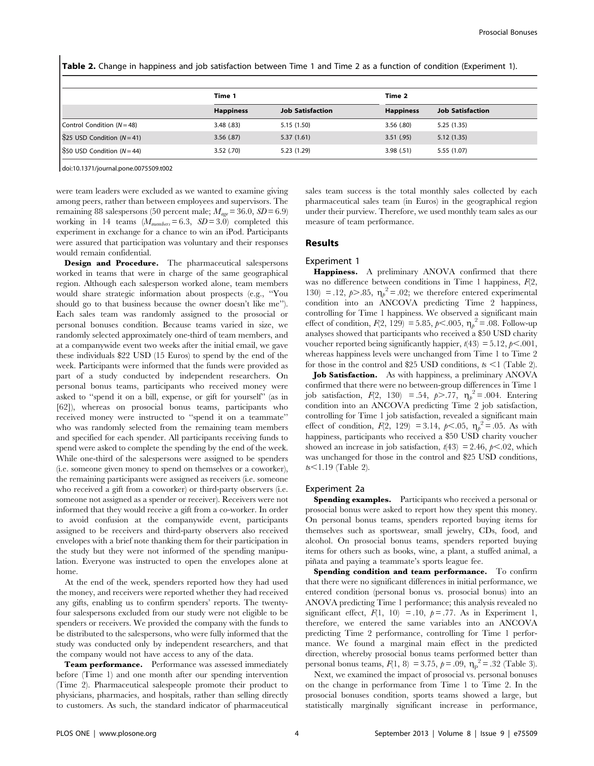**Table 2.** Change in happiness and job satisfaction between Time 1 and Time 2 as a function of condition (Experiment 1).

| | Time 1 | | Time 2 | |
|---|---|---|---|---|
| | **Happiness** | **Job Satisfaction** | **Happiness** | **Job Satisfaction** |
| Control Condition ($N$ = 48) | 3.48 (.83) | 5.15 (1.50) | 3.56 (.80) | 5.25 (1.35) |
| $25 USD Condition ($N$ = 41) | 3.56 (.87) | 5.37 (1.61) | 3.51 (.95) | 5.12 (1.35) |
| $50 USD Condition ($N$ = 44) | 3.52 (.70) | 5.23 (1.29) | 3.98 (.51) | 5.55 (1.07) |

doi:10.1371/journal.pone.0075509.t002

were team leaders were excluded as we wanted to examine giving among peers, rather than between employees and supervisors. The remaining 88 salespersons (50 percent male; $M_{age}$ = 36.0, $SD$ = 6.9) working in 14 teams ($M_{members}$ = 6.3, $SD$ = 3.0) completed this experiment in exchange for a chance to win an iPod. Participants were assured that participation was voluntary and their responses would remain confidential.

**Design and Procedure.** The pharmaceutical salespersons worked in teams that were in charge of the same geographical region. Although each salesperson worked alone, team members would share strategic information about prospects (e.g., "You should go to that business because the owner doesn't like me"). Each sales team was randomly assigned to the prosocial or personal bonuses condition. Because teams varied in size, we randomly selected approximately one-third of team members, and at a companywide event two weeks after the initial email, we gave these individuals $22 USD (15 Euros) to spend by the end of the week. Participants were informed that the funds were provided as part of a study conducted by independent researchers. On personal bonus teams, participants who received money were asked to "spend it on a bill, expense, or gift for yourself" (as in [62]), whereas on prosocial bonus teams, participants who received money were instructed to "spend it on a teammate" who was randomly selected from the remaining team members and specified for each spender. All participants receiving funds to spend were asked to complete the spending by the end of the week. While one-third of the salespersons were assigned to be spenders (i.e. someone given money to spend on themselves or a coworker), the remaining participants were assigned as receivers (i.e. someone who received a gift from a coworker) or third-party observers (i.e. someone not assigned as a spender or receiver). Receivers were not informed that they would receive a gift from a co-worker. In order to avoid confusion at the companywide event, participants assigned to be receivers and third-party observers also received envelopes with a brief note thanking them for their participation in the study but they were not informed of the spending manipulation. Everyone was instructed to open the envelopes alone at home.

At the end of the week, spenders reported how they had used the money, and receivers were reported whether they had received any gifts, enabling us to confirm spenders' reports. The twenty-four salespersons excluded from our study were not eligible to be spenders or receivers. We provided the company with the funds to be distributed to the salespersons, who were fully informed that the study was conducted only by independent researchers, and that the company would not have access to any of the data.

**Team performance.** Performance was assessed immediately before (Time 1) and one month after our spending intervention (Time 2). Pharmaceutical salespeople promote their product to physicians, pharmacies, and hospitals, rather than selling directly to customers. As such, the standard indicator of pharmaceutical sales team success is the total monthly sales collected by each pharmaceutical sales team (in Euros) in the geographical region under their purview. Therefore, we used monthly team sales as our measure of team performance.

## Results

### Experiment 1

**Happiness.** A preliminary ANOVA confirmed that there was no difference between conditions in Time 1 happiness, $F(2, 130)$ = .12, $p$>.85, $\eta_p^2$ = .02; we therefore entered experimental condition into an ANCOVA predicting Time 2 happiness, controlling for Time 1 happiness. We observed a significant main effect of condition, $F(2, 129)$ = 5.85, $p$<.005, $\eta_p^2$ = .08. Follow-up analyses showed that participants who received a $50 USD charity voucher reported being significantly happier, $t(43)$ = 5.12, $p$<.001, whereas happiness levels were unchanged from Time 1 to Time 2 for those in the control and $25 USD conditions, $t$s <1 (Table 2).

**Job Satisfaction.** As with happiness, a preliminary ANOVA confirmed that there were no between-group differences in Time 1 job satisfaction, $F(2, 130)$ = .54, $p$>.77, $\eta_p^2$ = .004. Entering condition into an ANCOVA predicting Time 2 job satisfaction, controlling for Time 1 job satisfaction, revealed a significant main effect of condition, $F(2, 129)$ = 3.14, $p$<.05, $\eta_p^2$ = .05. As with happiness, participants who received a $50 USD charity voucher showed an increase in job satisfaction, $t(43)$ = 2.46, $p$<.02, which was unchanged for those in the control and $25 USD conditions, $t$s<1.19 (Table 2).

### Experiment 2a

**Spending examples.** Participants who received a personal or prosocial bonus were asked to report how they spent this money. On personal bonus teams, spenders reported buying items for themselves such as sportswear, small jewelry, CDs, food, and alcohol. On prosocial bonus teams, spenders reported buying items for others such as books, wine, a plant, a stuffed animal, a piñata and paying a teammate's sports league fee.

**Spending condition and team performance.** To confirm that there were no significant differences in initial performance, we entered condition (personal bonus vs. prosocial bonus) into an ANOVA predicting Time 1 performance; this analysis revealed no significant effect, $F(1, 10)$ = .10, $p$ = .77. As in Experiment 1, therefore, we entered the same variables into an ANCOVA predicting Time 2 performance, controlling for Time 1 performance. We found a marginal main effect in the predicted direction, whereby prosocial bonus teams performed better than personal bonus teams, $F(1, 8)$ = 3.75, $p$ = .09, $\eta_p^2$ = .32 (Table 3).

Next, we examined the impact of prosocial vs. personal bonuses on the change in performance from Time 1 to Time 2. In the prosocial bonuses condition, sports teams showed a large, but statistically marginally significant increase in performance,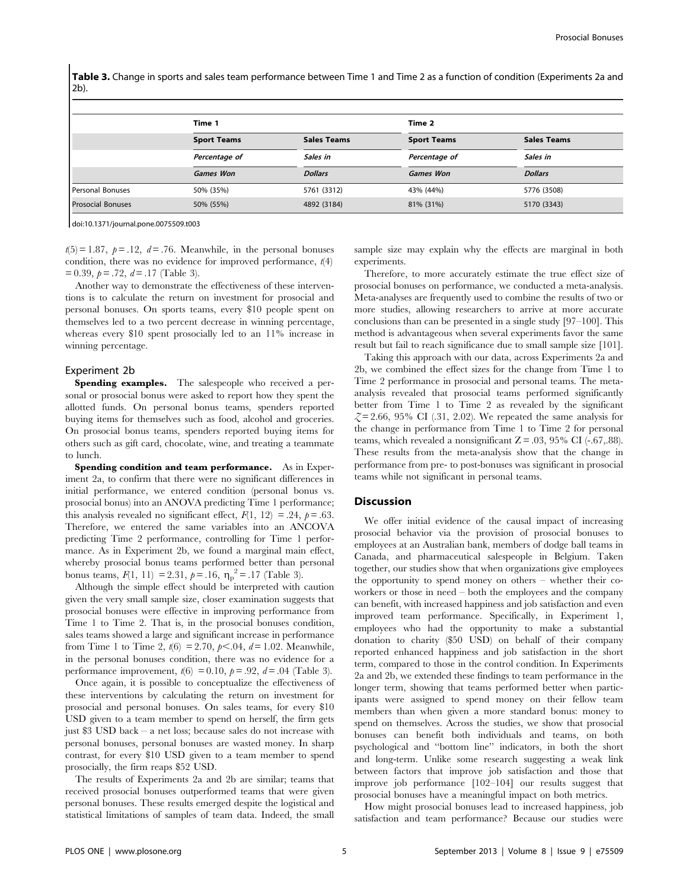**Table 3.** Change in sports and sales team performance between Time 1 and Time 2 as a function of condition (Experiments 2a and 2b).

| | Time 1 | | Time 2 | |
|---|---|---|---|---|
| | **Sport Teams** | **Sales Teams** | **Sport Teams** | **Sales Teams** |
| | *Percentage of Games Won* | *Sales in Dollars* | *Percentage of Games Won* | *Sales in Dollars* |
| Personal Bonuses | 50% (35%) | 5761 (3312) | 43% (44%) | 5776 (3508) |
| Prosocial Bonuses | 50% (55%) | 4892 (3184) | 81% (31%) | 5170 (3343) |

doi:10.1371/journal.pone.0075509.t003

$t(5) = 1.87$, $p = .12$, $d = .76$. Meanwhile, in the personal bonuses condition, there was no evidence for improved performance, $t(4) = 0.39$, $p = .72$, $d = .17$ (Table 3).

Another way to demonstrate the effectiveness of these interventions is to calculate the return on investment for prosocial and personal bonuses. On sports teams, every \$10 people spent on themselves led to a two percent decrease in winning percentage, whereas every \$10 spent prosocially led to an 11% increase in winning percentage.

### Experiment 2b

**Spending examples.** The salespeople who received a personal or prosocial bonus were asked to report how they spent the allotted funds. On personal bonus teams, spenders reported buying items for themselves such as food, alcohol and groceries. On prosocial bonus teams, spenders reported buying items for others such as gift card, chocolate, wine, and treating a teammate to lunch.

**Spending condition and team performance.** As in Experiment 2a, to confirm that there were no significant differences in initial performance, we entered condition (personal bonus vs. prosocial bonus) into an ANOVA predicting Time 1 performance; this analysis revealed no significant effect, $F(1, 12) = .24$, $p = .63$. Therefore, we entered the same variables into an ANCOVA predicting Time 2 performance, controlling for Time 1 performance. As in Experiment 2b, we found a marginal main effect, whereby prosocial bonus teams performed better than personal bonus teams, $F(1, 11) = 2.31$, $p = .16$, $\eta_p^2 = .17$ (Table 3).

Although the simple effect should be interpreted with caution given the very small sample size, closer examination suggests that prosocial bonuses were effective in improving performance from Time 1 to Time 2. That is, in the prosocial bonuses condition, sales teams showed a large and significant increase in performance from Time 1 to Time 2, $t(6) = 2.70$, $p < .04$, $d = 1.02$. Meanwhile, in the personal bonuses condition, there was no evidence for a performance improvement, $t(6) = 0.10$, $p = .92$, $d = .04$ (Table 3).

Once again, it is possible to conceptualize the effectiveness of these interventions by calculating the return on investment for prosocial and personal bonuses. On sales teams, for every \$10 USD given to a team member to spend on herself, the firm gets just \$3 USD back – a net loss; because sales do not increase with personal bonuses, personal bonuses are wasted money. In sharp contrast, for every \$10 USD given to a team member to spend prosocially, the firm reaps \$52 USD.

The results of Experiments 2a and 2b are similar; teams that received prosocial bonuses outperformed teams that were given personal bonuses. These results emerged despite the logistical and statistical limitations of samples of team data. Indeed, the small sample size may explain why the effects are marginal in both experiments.

Therefore, to more accurately estimate the true effect size of prosocial bonuses on performance, we conducted a meta-analysis. Meta-analyses are frequently used to combine the results of two or more studies, allowing researchers to arrive at more accurate conclusions than can be presented in a single study [97–100]. This method is advantageous when several experiments favor the same result but fail to reach significance due to small sample size [101].

Taking this approach with our data, across Experiments 2a and 2b, we combined the effect sizes for the change from Time 1 to Time 2 performance in prosocial and personal teams. The meta-analysis revealed that prosocial teams performed significantly better from Time 1 to Time 2 as revealed by the significant $Z = 2.66$, 95% CI (.31, 2.02). We repeated the same analysis for the change in performance from Time 1 to Time 2 for personal teams, which revealed a nonsignificant $Z = .03$, 95% CI (-.67,.88). These results from the meta-analysis show that the change in performance from pre- to post-bonuses was significant in prosocial teams while not significant in personal teams.

## Discussion

We offer initial evidence of the causal impact of increasing prosocial behavior via the provision of prosocial bonuses to employees at an Australian bank, members of dodge ball teams in Canada, and pharmaceutical salespeople in Belgium. Taken together, our studies show that when organizations give employees the opportunity to spend money on others – whether their co-workers or those in need – both the employees and the company can benefit, with increased happiness and job satisfaction and even improved team performance. Specifically, in Experiment 1, employees who had the opportunity to make a substantial donation to charity (\$50 USD) on behalf of their company reported enhanced happiness and job satisfaction in the short term, compared to those in the control condition. In Experiments 2a and 2b, we extended these findings to team performance in the longer term, showing that teams performed better when participants were assigned to spend money on their fellow team members than when given a more standard bonus: money to spend on themselves. Across the studies, we show that prosocial bonuses can benefit both individuals and teams, on both psychological and "bottom line" indicators, in both the short and long-term. Unlike some research suggesting a weak link between factors that improve job satisfaction and those that improve job performance [102–104] our results suggest that prosocial bonuses have a meaningful impact on both metrics.

How might prosocial bonuses lead to increased happiness, job satisfaction and team performance? Because our studies were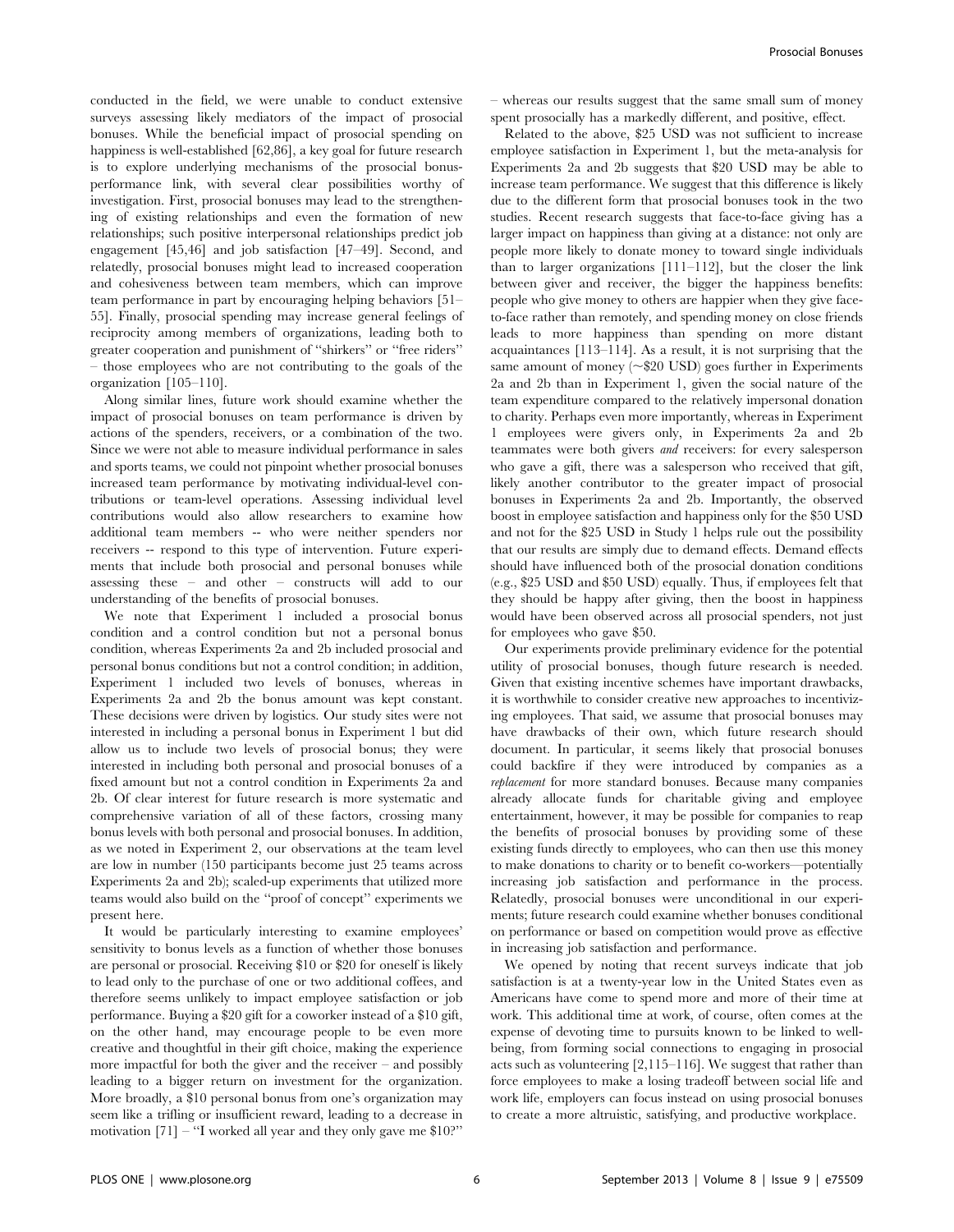conducted in the field, we were unable to conduct extensive surveys assessing likely mediators of the impact of prosocial bonuses. While the beneficial impact of prosocial spending on happiness is well-established [62,86], a key goal for future research is to explore underlying mechanisms of the prosocial bonus-performance link, with several clear possibilities worthy of investigation. First, prosocial bonuses may lead to the strengthening of existing relationships and even the formation of new relationships; such positive interpersonal relationships predict job engagement [45,46] and job satisfaction [47–49]. Second, and relatedly, prosocial bonuses might lead to increased cooperation and cohesiveness between team members, which can improve team performance in part by encouraging helping behaviors [51–55]. Finally, prosocial spending may increase general feelings of reciprocity among members of organizations, leading both to greater cooperation and punishment of "shirkers" or "free riders" – those employees who are not contributing to the goals of the organization [105–110].

Along similar lines, future work should examine whether the impact of prosocial bonuses on team performance is driven by actions of the spenders, receivers, or a combination of the two. Since we were not able to measure individual performance in sales and sports teams, we could not pinpoint whether prosocial bonuses increased team performance by motivating individual-level contributions or team-level operations. Assessing individual level contributions would also allow researchers to examine how additional team members -- who were neither spenders nor receivers -- respond to this type of intervention. Future experiments that include both prosocial and personal bonuses while assessing these – and other – constructs will add to our understanding of the benefits of prosocial bonuses.

We note that Experiment 1 included a prosocial bonus condition and a control condition but not a personal bonus condition, whereas Experiments 2a and 2b included prosocial and personal bonus conditions but not a control condition; in addition, Experiment 1 included two levels of bonuses, whereas in Experiments 2a and 2b the bonus amount was kept constant. These decisions were driven by logistics. Our study sites were not interested in including a personal bonus in Experiment 1 but did allow us to include two levels of prosocial bonus; they were interested in including both personal and prosocial bonuses of a fixed amount but not a control condition in Experiments 2a and 2b. Of clear interest for future research is more systematic and comprehensive variation of all of these factors, crossing many bonus levels with both personal and prosocial bonuses. In addition, as we noted in Experiment 2, our observations at the team level are low in number (150 participants become just 25 teams across Experiments 2a and 2b); scaled-up experiments that utilized more teams would also build on the "proof of concept" experiments we present here.

It would be particularly interesting to examine employees' sensitivity to bonus levels as a function of whether those bonuses are personal or prosocial. Receiving $10 or $20 for oneself is likely to lead only to the purchase of one or two additional coffees, and therefore seems unlikely to impact employee satisfaction or job performance. Buying a $20 gift for a coworker instead of a $10 gift, on the other hand, may encourage people to be even more creative and thoughtful in their gift choice, making the experience more impactful for both the giver and the receiver – and possibly leading to a bigger return on investment for the organization. More broadly, a $10 personal bonus from one's organization may seem like a trifling or insufficient reward, leading to a decrease in motivation [71] – "I worked all year and they only gave me $10?" – whereas our results suggest that the same small sum of money spent prosocially has a markedly different, and positive, effect.

Related to the above, $25 USD was not sufficient to increase employee satisfaction in Experiment 1, but the meta-analysis for Experiments 2a and 2b suggests that $20 USD may be able to increase team performance. We suggest that this difference is likely due to the different form that prosocial bonuses took in the two studies. Recent research suggests that face-to-face giving has a larger impact on happiness than giving at a distance: not only are people more likely to donate money to toward single individuals than to larger organizations [111–112], but the closer the link between giver and receiver, the bigger the happiness benefits: people who give money to others are happier when they give face-to-face rather than remotely, and spending money on close friends leads to more happiness than spending on more distant acquaintances [113–114]. As a result, it is not surprising that the same amount of money (~$20 USD) goes further in Experiments 2a and 2b than in Experiment 1, given the social nature of the team expenditure compared to the relatively impersonal donation to charity. Perhaps even more importantly, whereas in Experiment 1 employees were givers only, in Experiments 2a and 2b teammates were both givers *and* receivers: for every salesperson who gave a gift, there was a salesperson who received that gift, likely another contributor to the greater impact of prosocial bonuses in Experiments 2a and 2b. Importantly, the observed boost in employee satisfaction and happiness only for the $50 USD and not for the $25 USD in Study 1 helps rule out the possibility that our results are simply due to demand effects. Demand effects should have influenced both of the prosocial donation conditions (e.g., $25 USD and $50 USD) equally. Thus, if employees felt that they should be happy after giving, then the boost in happiness would have been observed across all prosocial spenders, not just for employees who gave $50.

Our experiments provide preliminary evidence for the potential utility of prosocial bonuses, though future research is needed. Given that existing incentive schemes have important drawbacks, it is worthwhile to consider creative new approaches to incentivizing employees. That said, we assume that prosocial bonuses may have drawbacks of their own, which future research should document. In particular, it seems likely that prosocial bonuses could backfire if they were introduced by companies as a *replacement* for more standard bonuses. Because many companies already allocate funds for charitable giving and employee entertainment, however, it may be possible for companies to reap the benefits of prosocial bonuses by providing some of these existing funds directly to employees, who can then use this money to make donations to charity or to benefit co-workers—potentially increasing job satisfaction and performance in the process. Relatedly, prosocial bonuses were unconditional in our experiments; future research could examine whether bonuses conditional on performance or based on competition would prove as effective in increasing job satisfaction and performance.

We opened by noting that recent surveys indicate that job satisfaction is at a twenty-year low in the United States even as Americans have come to spend more and more of their time at work. This additional time at work, of course, often comes at the expense of devoting time to pursuits known to be linked to well-being, from forming social connections to engaging in prosocial acts such as volunteering [2,115–116]. We suggest that rather than force employees to make a losing tradeoff between social life and work life, employers can focus instead on using prosocial bonuses to create a more altruistic, satisfying, and productive workplace.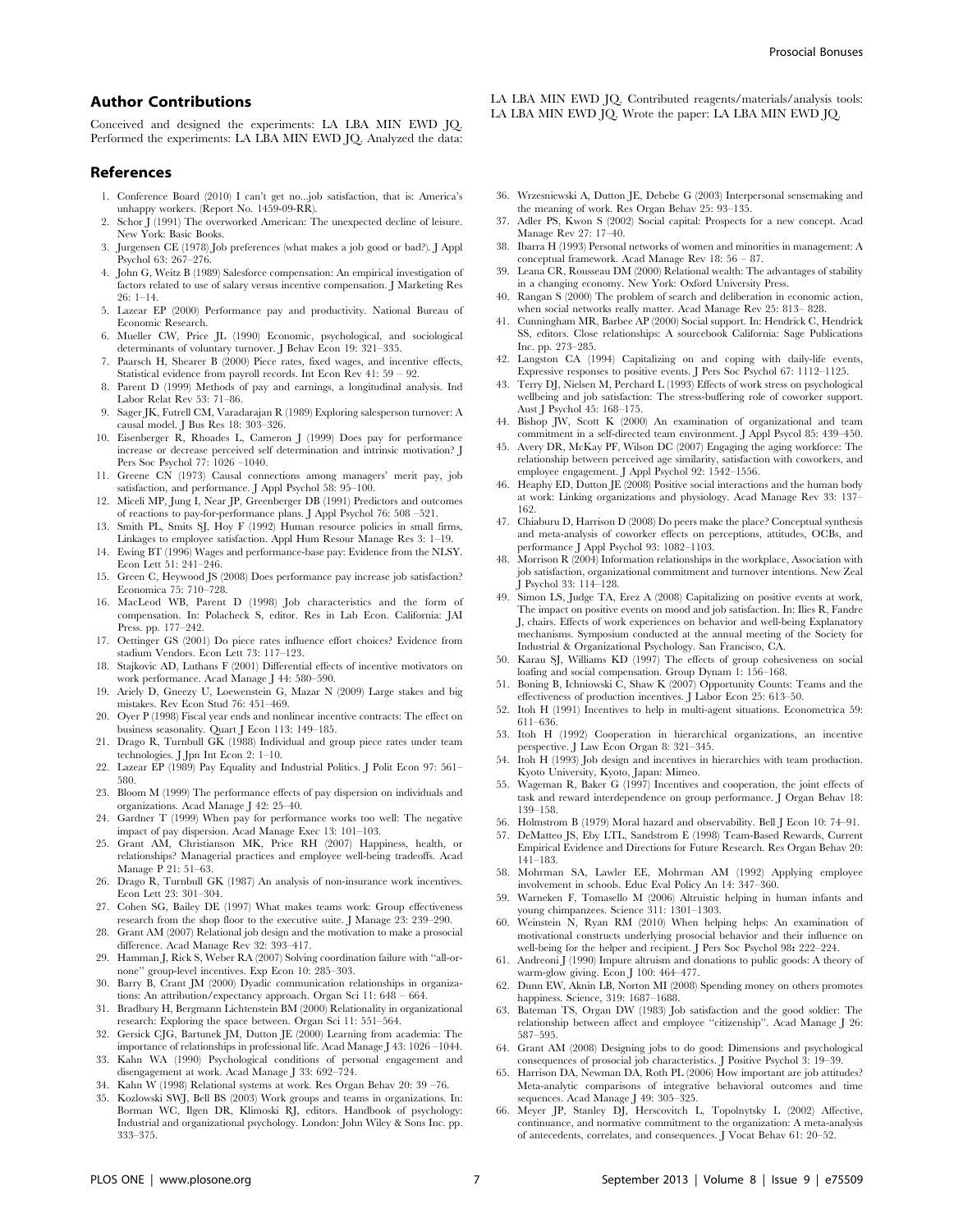## Author Contributions

Conceived and designed the experiments: LA LBA MIN EWD JQ. Performed the experiments: LA LBA MIN EWD JQ. Analyzed the data: LA LBA MIN EWD JQ. Contributed reagents/materials/analysis tools: LA LBA MIN EWD JQ. Wrote the paper: LA LBA MIN EWD JQ.

## References

1. Conference Board (2010) I can't get no...job satisfaction, that is: America's unhappy workers. (Report No. 1459-09-RR).
2. Schor J (1991) The overworked American: The unexpected decline of leisure. New York: Basic Books.
3. Jurgensen CE (1978) Job preferences (what makes a job good or bad?). J Appl Psychol 63: 267–276.
4. John G, Weitz B (1989) Salesforce compensation: An empirical investigation of factors related to use of salary versus incentive compensation. J Marketing Res 26: 1–14.
5. Lazear EP (2000) Performance pay and productivity. National Bureau of Economic Research.
6. Mueller CW, Price JL (1990) Economic, psychological, and sociological determinants of voluntary turnover. J Behav Econ 19: 321–335.
7. Paarsch H, Shearer B (2000) Piece rates, fixed wages, and incentive effects, Statistical evidence from payroll records. Int Econ Rev 41: 59 – 92.
8. Parent D (1999) Methods of pay and earnings, a longitudinal analysis. Ind Labor Relat Rev 53: 71–86.
9. Sager JK, Futrell CM, Varadarajan R (1989) Exploring salesperson turnover: A causal model. J Bus Res 18: 303–326.
10. Eisenberger R, Rhoades L, Cameron J (1999) Does pay for performance increase or decrease perceived self determination and intrinsic motivation? J Pers Soc Psychol 77: 1026 –1040.
11. Greene CN (1973) Causal connections among managers' merit pay, job satisfaction, and performance. J Appl Psychol 58: 95–100.
12. Miceli MP, Jung I, Near JP, Greenberger DB (1991) Predictors and outcomes of reactions to pay-for-performance plans. J Appl Psychol 76: 508 –521.
13. Smith PL, Smits SJ, Hoy F (1992) Human resource policies in small firms, Linkages to employee satisfaction. Appl Hum Resour Manage Res 3: 1–19.
14. Ewing BT (1996) Wages and performance-base pay: Evidence from the NLSY. Econ Lett 51: 241–246.
15. Green C, Heywood JS (2008) Does performance pay increase job satisfaction? Economica 75: 710–728.
16. MacLeod WB, Parent D (1998) Job characteristics and the form of compensation. In: Polacheck S, editor. Res in Lab Econ. California: JAI Press. pp. 177–242.
17. Oettinger GS (2001) Do piece rates influence effort choices? Evidence from stadium Vendors. Econ Lett 73: 117–123.
18. Stajkovic AD, Luthans F (2001) Differential effects of incentive motivators on work performance. Acad Manage J 44: 580–590.
19. Ariely D, Gneezy U, Loewenstein G, Mazar N (2009) Large stakes and big mistakes. Rev Econ Stud 76: 451–469.
20. Oyer P (1998) Fiscal year ends and nonlinear incentive contracts: The effect on business seasonality. Quart J Econ 113: 149–185.
21. Drago R, Turnbull GK (1988) Individual and group piece rates under team technologies. J Jpn Int Econ 2: 1–10.
22. Lazear EP (1989) Pay Equality and Industrial Politics. J Polit Econ 97: 561–580.
23. Bloom M (1999) The performance effects of pay dispersion on individuals and organizations. Acad Manage J 42: 25–40.
24. Gardner T (1999) When pay for performance works too well: The negative impact of pay dispersion. Acad Manage Exec 13: 101–103.
25. Grant AM, Christianson MK, Price RH (2007) Happiness, health, or relationships? Managerial practices and employee well-being tradeoffs. Acad Manage P 21: 51–63.
26. Drago R, Turnbull GK (1987) An analysis of non-insurance work incentives. Econ Lett 23: 301–304.
27. Cohen SG, Bailey DE (1997) What makes teams work: Group effectiveness research from the shop floor to the executive suite. J Manage 23: 239–290.
28. Grant AM (2007) Relational job design and the motivation to make a prosocial difference. Acad Manage Rev 32: 393–417.
29. Hamman J, Rick S, Weber RA (2007) Solving coordination failure with ''all-or-none'' group-level incentives. Exp Econ 10: 285–303.
30. Barry B, Crant JM (2000) Dyadic communication relationships in organizations: An attribution/expectancy approach. Organ Sci 11: 648 – 664.
31. Bradbury H, Bergmann Lichtenstein BM (2000) Relationality in organizational research: Exploring the space between. Organ Sci 11: 551–564.
32. Gersick CJG, Bartunek JM, Dutton JE (2000) Learning from academia: The importance of relationships in professional life. Acad Manage J 43: 1026 –1044.
33. Kahn WA (1990) Psychological conditions of personal engagement and disengagement at work. Acad Manage J 33: 692–724.
34. Kahn W (1998) Relational systems at work. Res Organ Behav 20: 39 –76.
35. Kozlowski SWJ, Bell BS (2003) Work groups and teams in organizations. In: Borman WC, Ilgen DR, Klimoski RJ, editors. Handbook of psychology: Industrial and organizational psychology. London: John Wiley & Sons Inc. pp. 333–375.
36. Wrzesniewski A, Dutton JE, Debebe G (2003) Interpersonal sensemaking and the meaning of work. Res Organ Behav 25: 93–135.
37. Adler PS, Kwon S (2002) Social capital: Prospects for a new concept. Acad Manage Rev 27: 17–40.
38. Ibarra H (1993) Personal networks of women and minorities in management: A conceptual framework. Acad Manage Rev 18: 56 – 87.
39. Leana CR, Rousseau DM (2000) Relational wealth: The advantages of stability in a changing economy. New York: Oxford University Press.
40. Rangan S (2000) The problem of search and deliberation in economic action, when social networks really matter. Acad Manage Rev 25: 813– 828.
41. Cunningham MR, Barbee AP (2000) Social support. In: Hendrick C, Hendrick SS, editors. Close relationships: A sourcebook California: Sage Publications Inc. pp. 273–285.
42. Langston CA (1994) Capitalizing on and coping with daily-life events, Expressive responses to positive events. J Pers Soc Psychol 67: 1112–1125.
43. Terry DJ, Nielsen M, Perchard L (1993) Effects of work stress on psychological wellbeing and job satisfaction: The stress-buffering role of coworker support. Aust J Psychol 45: 168–175.
44. Bishop JW, Scott K (2000) An examination of organizational and team commitment in a self-directed team environment. J Appl Psycol 85: 439–450.
45. Avery DR, McKay PF, Wilson DC (2007) Engaging the aging workforce: The relationship between perceived age similarity, satisfaction with coworkers, and employee engagement. J Appl Psychol 92: 1542–1556.
46. Heaphy ED, Dutton JE (2008) Positive social interactions and the human body at work: Linking organizations and physiology. Acad Manage Rev 33: 137–162.
47. Chiaburu D, Harrison D (2008) Do peers make the place? Conceptual synthesis and meta-analysis of coworker effects on perceptions, attitudes, OCBs, and performance J Appl Psychol 93: 1082–1103.
48. Morrison R (2004) Information relationships in the workplace, Association with job satisfaction, organizational commitment and turnover intentions. New Zeal J Psychol 33: 114–128.
49. Simon LS, Judge TA, Erez A (2008) Capitalizing on positive events at work, The impact on positive events on mood and job satisfaction. In: Ilies R, Fandre J, chairs. Effects of work experiences on behavior and well-being Explanatory mechanisms. Symposium conducted at the annual meeting of the Society for Industrial & Organizational Psychology. San Francisco, CA.
50. Karau SJ, Williams KD (1997) The effects of group cohesiveness on social loafing and social compensation. Group Dynam 1: 156–168.
51. Boning B, Ichniowski C, Shaw K (2007) Opportunity Counts: Teams and the effectiveness of production incentives. J Labor Econ 25: 613–50.
52. Itoh H (1991) Incentives to help in multi-agent situations. Econometrica 59: 611–636.
53. Itoh H (1992) Cooperation in hierarchical organizations, an incentive perspective. J Law Econ Organ 8: 321–345.
54. Itoh H (1993) Job design and incentives in hierarchies with team production. Kyoto University, Kyoto, Japan: Mimeo.
55. Wageman R, Baker G (1997) Incentives and cooperation, the joint effects of task and reward interdependence on group performance. J Organ Behav 18: 139–158.
56. Holmstrom B (1979) Moral hazard and observability. Bell J Econ 10: 74–91.
57. DeMatteo JS, Eby LTL, Sandstrom E (1998) Team-Based Rewards, Current Empirical Evidence and Directions for Future Research. Res Organ Behav 20: 141–183.
58. Mohrman SA, Lawler EE, Mohrman AM (1992) Applying employee involvement in schools. Educ Eval Policy An 14: 347–360.
59. Warneken F, Tomasello M (2006) Altruistic helping in human infants and young chimpanzees. Science 311: 1301–1303.
60. Weinstein N, Ryan RM (2010) When helping helps: An examination of motivational constructs underlying prosocial behavior and their influence on well-being for the helper and recipient. J Pers Soc Psychol 98: 222–224.
61. Andreoni J (1990) Impure altruism and donations to public goods: A theory of warm-glow giving. Econ J 100: 464–477.
62. Dunn EW, Aknin LB, Norton MI (2008) Spending money on others promotes happiness. Science, 319: 1687–1688.
63. Bateman TS, Organ DW (1983) Job satisfaction and the good soldier: The relationship between affect and employee ''citizenship''. Acad Manage J 26: 587–595.
64. Grant AM (2008) Designing jobs to do good: Dimensions and psychological consequences of prosocial job characteristics. J Positive Psychol 3: 19–39.
65. Harrison DA, Newman DA, Roth PL (2006) How important are job attitudes? Meta-analytic comparisons of integrative behavioral outcomes and time sequences. Acad Manage J 49: 305–325.
66. Meyer JP, Stanley DJ, Herscovitch L, Topolnytsky L (2002) Affective, continuance, and normative commitment to the organization: A meta-analysis of antecedents, correlates, and consequences. J Vocat Behav 61: 20–52.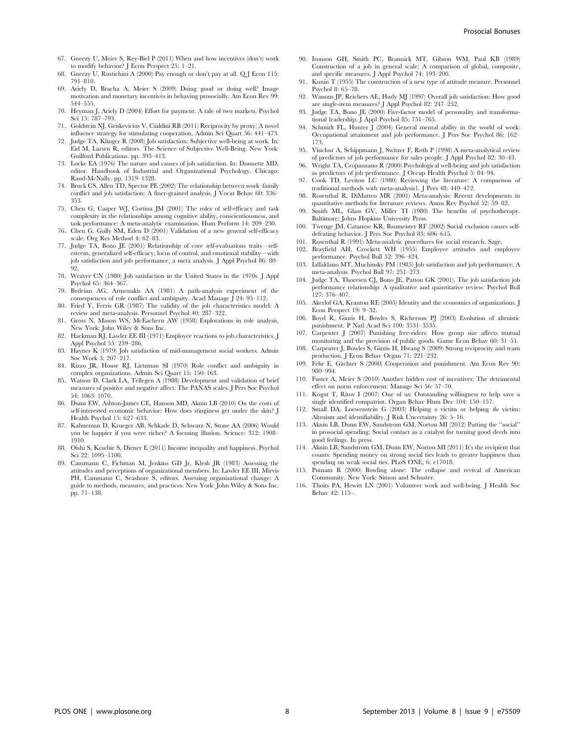67. Gneezy U, Meier S, Rey-Biel P (2011) When and how incentives (don't) work to modify behavior? J Econ Perspect 25: 1–21.
68. Gneezy U, Rustichini A (2000) Pay enough or don't pay at all. Q J Econ 115: 791–810.
69. Ariely D, Bracha A, Meier S (2009) Doing good or doing well? Image motivation and monetary incentives in behaving prosocially. Am Econ Rev 99: 544–555.
70. Heyman J, Ariely D (2004) Effort for payment: A tale of two markets. Psychol Sci 15: 787–793.
71. Goldstein NJ, Griskevicius V, Cialdini RB (2011) Reciprocity by proxy: A novel influence strategy for stimulating cooperation. Admin Sci Quart 56: 441–473.
72. Judge TA, Klinger R (2008) Job satisfaction: Subjective well-being at work. In: Eid M, Larsen R, editors. The Science of Subjective Well-Being. New York: Guilford Publications. pp. 393–413.
73. Locke EA (1976) The nature and causes of job satisfaction. In: Dunnette MD, editor. Handbook of Industrial and Organizational Psychology. Chicago: Rand-McNally. pp. 1319–1328.
74. Bruck CS, Allen TD, Spector PE (2002) The relationship between work–family conflict and job satisfaction: A finer-grained analysis. J Vocat Behav 60: 336–353.
75. Chen G, Casper WJ, Cortina JM (2001) The roles of self-efficacy and task complexity in the relationships among cognitive ability, conscientiousness, and task performance: A meta-analytic examination. Hum Perform 14: 209–230.
76. Chen G, Gully SM, Eden D (2001) Validation of a new general self-efficacy scale. Org Res Method 4: 62–83.
77. Judge TA, Bono JE (2001) Relationship of core self-evaluations traits—self-esteem, generalized self-efficacy, locus of control, and emotional stability—with job satisfaction and job performance, a meta analysis. J Appl Psychol 86: 80–92.
78. Weaver CN (1980) Job satisfaction in the United States in the 1970s. J Appl Psychol 65: 364–367.
79. Bedeian AG, Armenakis AA (1981) A path-analysis experiment of the consequences of role conflict and ambiguity. Acad Manage J 24: 95–112.
80. Fried Y, Ferris GR (1987) The validity of the job characteristics model: A review and meta-analysis. Personnel Psychol 40: 287–322.
81. Gross N, Mason WS, McEachern AW (1958) Explorations in role analysis. New York: John Wiley & Sons Inc.
82. Hackman RJ, Lawler EE III (1971) Employee reactions to job characteristics. J Appl Psychol 55: 259–286.
83. Haynes K (1979) Job satisfaction of mid-management social workers. Admin Soc Work 3: 207–217.
84. Rizzo JR, House RJ, Lirtzman SI (1970) Role conflict and ambiguity in complex organizations. Admin Sci Quart 15: 150–163.
85. Watson D, Clark LA, Tellegen A (1988) Development and validation of brief measures of positive and negative affect: The PANAS scales. J Pers Soc Psychol 54: 1063–1070.
86. Dunn EW, Ashton-James CE, Hanson MD, Aknin LB (2010) On the costs of self-interested economic behavior: How does stinginess get under the skin? J Health Psychol 15: 627–633.
87. Kahneman D, Krueger AB, Schkade D, Schwarz N, Stone AA (2006) Would you be happier if you were richer? A focusing illusion. Science: 312: 1908–1910.
88. Oishi S, Kesebir S, Diener E (2011) Income inequality and happiness. Psychol Sci 22: 1095–1100.
89. Cammann C, Fichman M, Jenkins GD Jr, Klesh JR (1983) Assessing the attitudes and perceptions of organizational members. In: Lawler EE III, Mirvis PH, Cammann C, Seashore S, editors. Assessing organizational change: A guide to methods, measures, and practices. New York: John Wiley & Sons Inc. pp. 71–138.
90. Ironson GH, Smith PC, Brannick MT, Gibson WM, Paul KB (1989) Construction of a job in general scale: A comparison of global, composite, and specific measures. J Appl Psychol 74: 193–200.
91. Kunin T (1955) The construction of a new type of attitude measure. Personnel Psychol 8: 65–78.
92. Wanous JP, Reichers AE, Hudy MJ (1997) Overall job satisfaction: How good are single-item measures? J Appl Psychol 82: 247–252.
93. Judge TA, Bono JE (2000) Five-factor model of personality and transformational leadership. J Appl Psychol 85: 751–765.
94. Schmidt FL, Hunter J (2004) General mental ability in the world of work: Occupational attainment and job performance. J Pers Soc Psychol 86: 162–173.
95. Vinchur A, Schippmann J, Switzer F, Roth P (1998) A meta-analytical review of predictors of job performance for sales people. J Appl Psychol 82: 30–43.
96. Wright TA, Cropanzano R (2000) Psychological well-being and job satisfaction as predictors of job performance. J Occup Health Psychol 5: 84–94.
97. Cook TD, Leviton LC (1980) Reviewing the literature: A comparison of traditional methods with meta-analysis1. J Pers 48: 449–472.
98. Rosenthal R, DiMatteo MR (2001) Meta-analysis: Recent developments in quantitative methods for literature reviews. Annu Rev Psychol 52: 59–82.
99. Smith ML, Glass GV, Miller TI (1980) The benefits of psychotherapy. Baltimore: Johns Hopkins University Press.
100. Twenge JM, Catanese KR, Baumeister RF (2002) Social exclusion causes self-defeating behavior. J Pers Soc Psychol 83: 606–615.
101. Rosenthal R (1991) Meta-analytic procedures for social research. Sage.
102. Brayfield AH, Crockett WH (1955) Employee attitudes and employee performance. Psychol Bull 52: 396–424.
103. Iaffaldano MT, Muchinsky PM (1985) Job satisfaction and job performance: A meta-analysis. Psychol Bull 97: 251–273.
104. Judge TA, Thoresen CJ, Bono JE, Patton GK (2001). The job satisfaction job performance relationship: A qualitative and quantitative review. Psychol Bull 127: 376–407.
105. Akerlof GA, Kranton RE (2005) Identity and the economics of organizations. J Econ Perspect 19: 9–32.
106. Boyd R, Gintis H, Bowles S, Richerson PJ (2003) Evolution of altruistic punishment. P Natl Acad Sci 100: 3531–3535.
107. Carpenter J (2007) Punishing free-riders: How group size affects mutual monitoring and the provision of public goods. Game Econ Behav 60: 31–51.
108. Carpenter J, Bowles S, Gintis H, Hwang S (2009) Strong reciprocity and team production. J Econ Behav Organ 71: 221–232.
109. Fehr E, Gächter S (2000) Cooperation and punishment. Am Econ Rev 90: 980–994.
110. Fuster A, Meier S (2010) Another hidden cost of incentives: The detrimental effect on norm enforcement. Manage Sci 56: 57–70.
111. Kogut T, Ritov I (2007) One of us: Outstanding willingness to help save a single identified compatriot. Organ Behav Hum Dec 104: 150–157.
112. Small DA, Loewenstein G (2003) Helping *a* victim or helping *the* victim: Altruism and identifiability. J Risk Uncertainty 26: 5–16.
113. Aknin LB, Dunn EW, Sandstrom GM, Norton MI (2012) Putting the ''social'' in prosocial spending: Social contact as a catalyst for turning good deeds into good feelings. In press.
114. Aknin LB, Sandstrom GM, Dunn EW, Norton MI (2011) It's the recipient that counts: Spending money on strong social ties leads to greater happiness than spending on weak social ties. PLoS ONE, 6: e17018.
115. Putnam R (2000) Bowling alone: The collapse and revival of American Community. New York: Simon and Schuster.
116. Thoits PA, Hewitt LN (2001) Volunteer work and well-being. J Health Soc Behav 42: 115–.